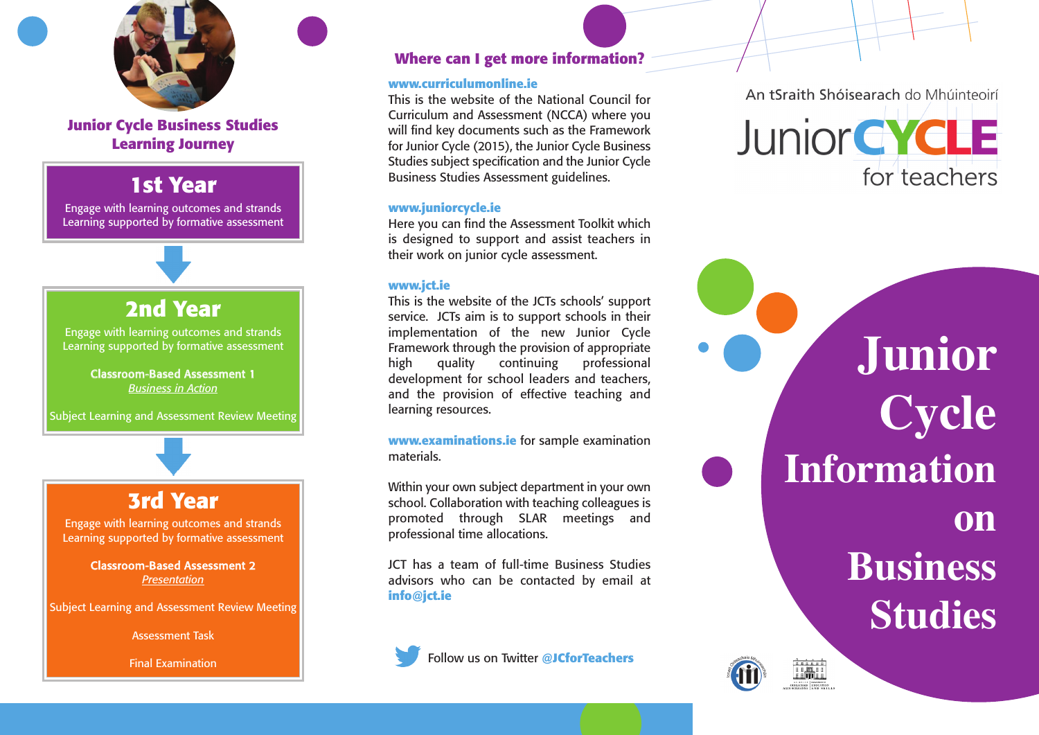## Junior Cycle Business Studies Learning Journey

### 1st Year

Engage with learning outcomes and strands
Learning supported by formative assessment

### 2nd Year

Engage with learning outcomes and strands
Learning supported by formative assessment

**Classroom-Based Assessment 1**
*Business in Action*

Subject Learning and Assessment Review Meeting

### 3rd Year

Engage with learning outcomes and strands
Learning supported by formative assessment

**Classroom-Based Assessment 2**
*Presentation*

Subject Learning and Assessment Review Meeting

Assessment Task

Final Examination

## Where can I get more information?

**www.curriculumonline.ie**
This is the website of the National Council for Curriculum and Assessment (NCCA) where you will find key documents such as the Framework for Junior Cycle (2015), the Junior Cycle Business Studies subject specification and the Junior Cycle Business Studies Assessment guidelines.

**www.juniorcycle.ie**
Here you can find the Assessment Toolkit which is designed to support and assist teachers in their work on junior cycle assessment.

**www.jct.ie**
This is the website of the JCTs schools' support service. JCTs aim is to support schools in their implementation of the new Junior Cycle Framework through the provision of appropriate high quality continuing professional development for school leaders and teachers, and the provision of effective teaching and learning resources.

**www.examinations.ie** for sample examination materials.

Within your own subject department in your own school. Collaboration with teaching colleagues is promoted through SLAR meetings and professional time allocations.

JCT has a team of full-time Business Studies advisors who can be contacted by email at **info@jct.ie**

Follow us on Twitter **@JCforTeachers**

An tSraith Shóisearach do Mhúinteoirí

Junior CYCLE for teachers

# Junior Cycle Information on Business Studies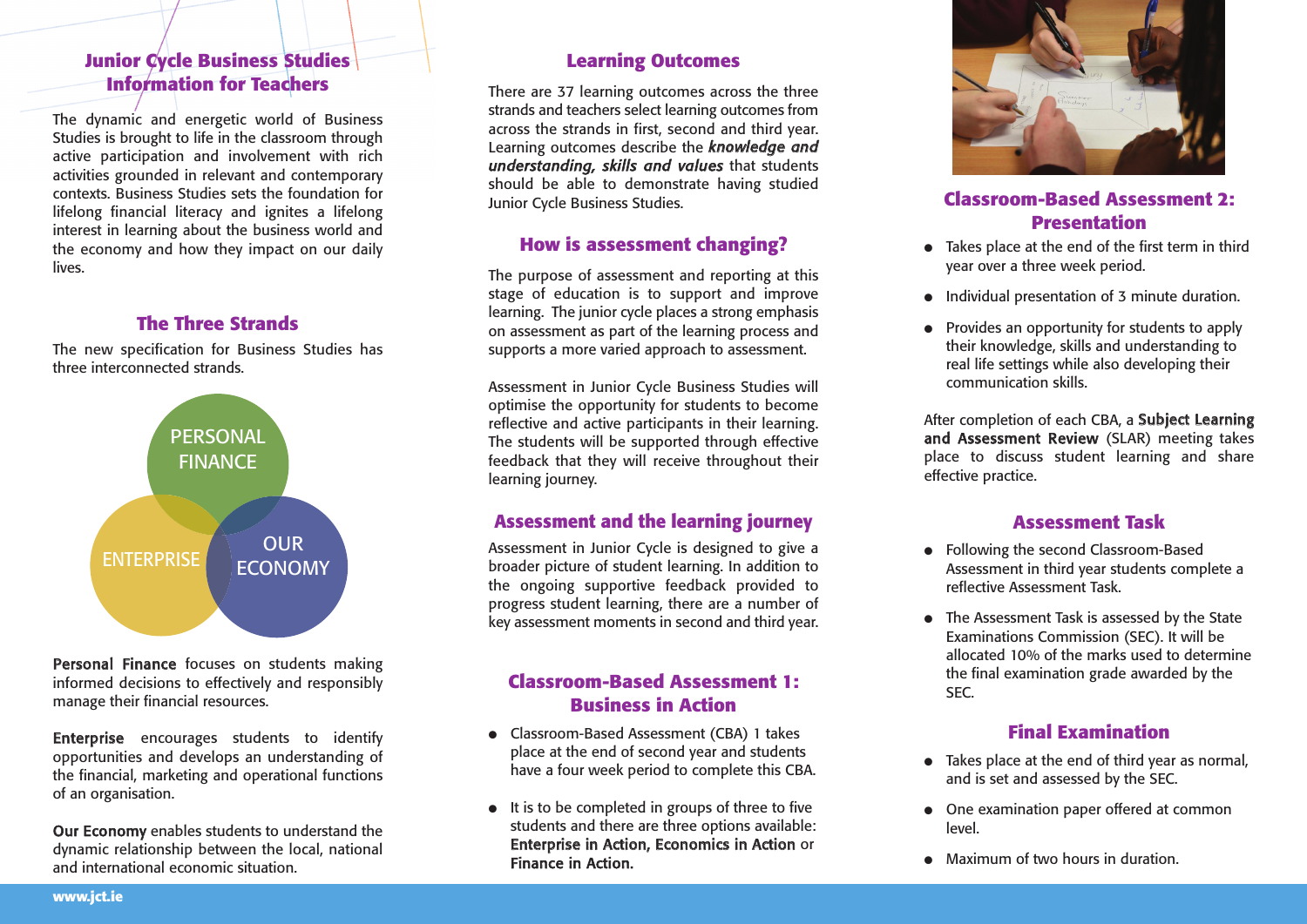## Junior Cycle Business Studies Information for Teachers

The dynamic and energetic world of Business Studies is brought to life in the classroom through active participation and involvement with rich activities grounded in relevant and contemporary contexts. Business Studies sets the foundation for lifelong financial literacy and ignites a lifelong interest in learning about the business world and the economy and how they impact on our daily lives.

## The Three Strands

The new specification for Business Studies has three interconnected strands.

PERSONAL FINANCE

ENTERPRISE

OUR ECONOMY

**Personal Finance** focuses on students making informed decisions to effectively and responsibly manage their financial resources.

**Enterprise** encourages students to identify opportunities and develops an understanding of the financial, marketing and operational functions of an organisation.

**Our Economy** enables students to understand the dynamic relationship between the local, national and international economic situation.

## Learning Outcomes

There are 37 learning outcomes across the three strands and teachers select learning outcomes from across the strands in first, second and third year. Learning outcomes describe the ***knowledge and understanding, skills and values*** that students should be able to demonstrate having studied Junior Cycle Business Studies.

## How is assessment changing?

The purpose of assessment and reporting at this stage of education is to support and improve learning. The junior cycle places a strong emphasis on assessment as part of the learning process and supports a more varied approach to assessment.

Assessment in Junior Cycle Business Studies will optimise the opportunity for students to become reflective and active participants in their learning. The students will be supported through effective feedback that they will receive throughout their learning journey.

## Assessment and the learning journey

Assessment in Junior Cycle is designed to give a broader picture of student learning. In addition to the ongoing supportive feedback provided to progress student learning, there are a number of key assessment moments in second and third year.

## Classroom-Based Assessment 1: Business in Action

- Classroom-Based Assessment (CBA) 1 takes place at the end of second year and students have a four week period to complete this CBA.
- It is to be completed in groups of three to five students and there are three options available: **Enterprise in Action, Economics in Action** or **Finance in Action.**

## Classroom-Based Assessment 2: Presentation

- Takes place at the end of the first term in third year over a three week period.
- Individual presentation of 3 minute duration.
- Provides an opportunity for students to apply their knowledge, skills and understanding to real life settings while also developing their communication skills.

After completion of each CBA, a **Subject Learning and Assessment Review** (SLAR) meeting takes place to discuss student learning and share effective practice.

## Assessment Task

- Following the second Classroom-Based Assessment in third year students complete a reflective Assessment Task.
- The Assessment Task is assessed by the State Examinations Commission (SEC). It will be allocated 10% of the marks used to determine the final examination grade awarded by the SEC.

## Final Examination

- Takes place at the end of third year as normal, and is set and assessed by the SEC.
- One examination paper offered at common level.
- Maximum of two hours in duration.